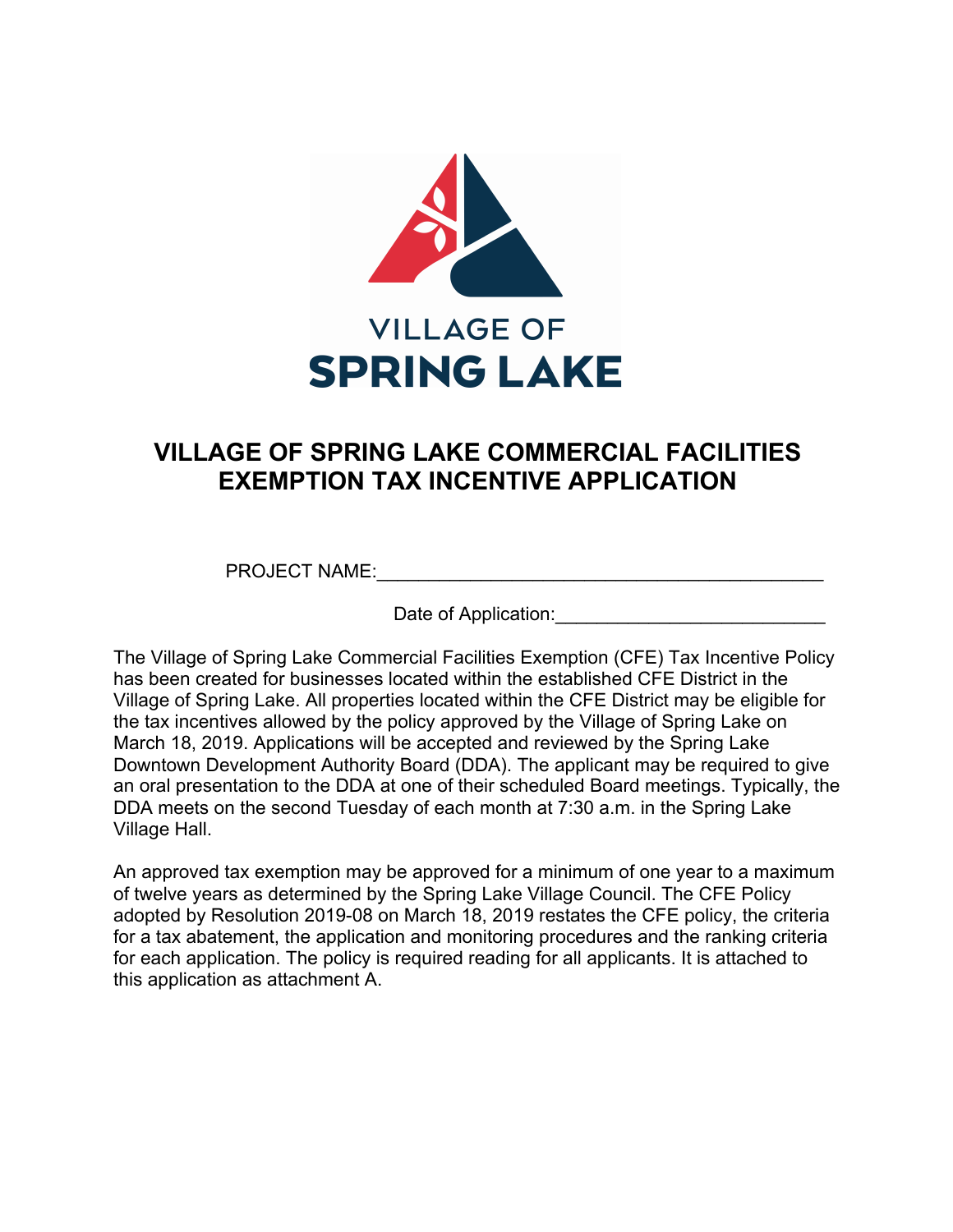VILLAGE OF
SPRING LAKE

# VILLAGE OF SPRING LAKE COMMERCIAL FACILITIES EXEMPTION TAX INCENTIVE APPLICATION

PROJECT NAME:_____________________________________________

Date of Application:___________________________

The Village of Spring Lake Commercial Facilities Exemption (CFE) Tax Incentive Policy has been created for businesses located within the established CFE District in the Village of Spring Lake. All properties located within the CFE District may be eligible for the tax incentives allowed by the policy approved by the Village of Spring Lake on March 18, 2019. Applications will be accepted and reviewed by the Spring Lake Downtown Development Authority Board (DDA). The applicant may be required to give an oral presentation to the DDA at one of their scheduled Board meetings. Typically, the DDA meets on the second Tuesday of each month at 7:30 a.m. in the Spring Lake Village Hall.

An approved tax exemption may be approved for a minimum of one year to a maximum of twelve years as determined by the Spring Lake Village Council. The CFE Policy adopted by Resolution 2019-08 on March 18, 2019 restates the CFE policy, the criteria for a tax abatement, the application and monitoring procedures and the ranking criteria for each application. The policy is required reading for all applicants. It is attached to this application as attachment A.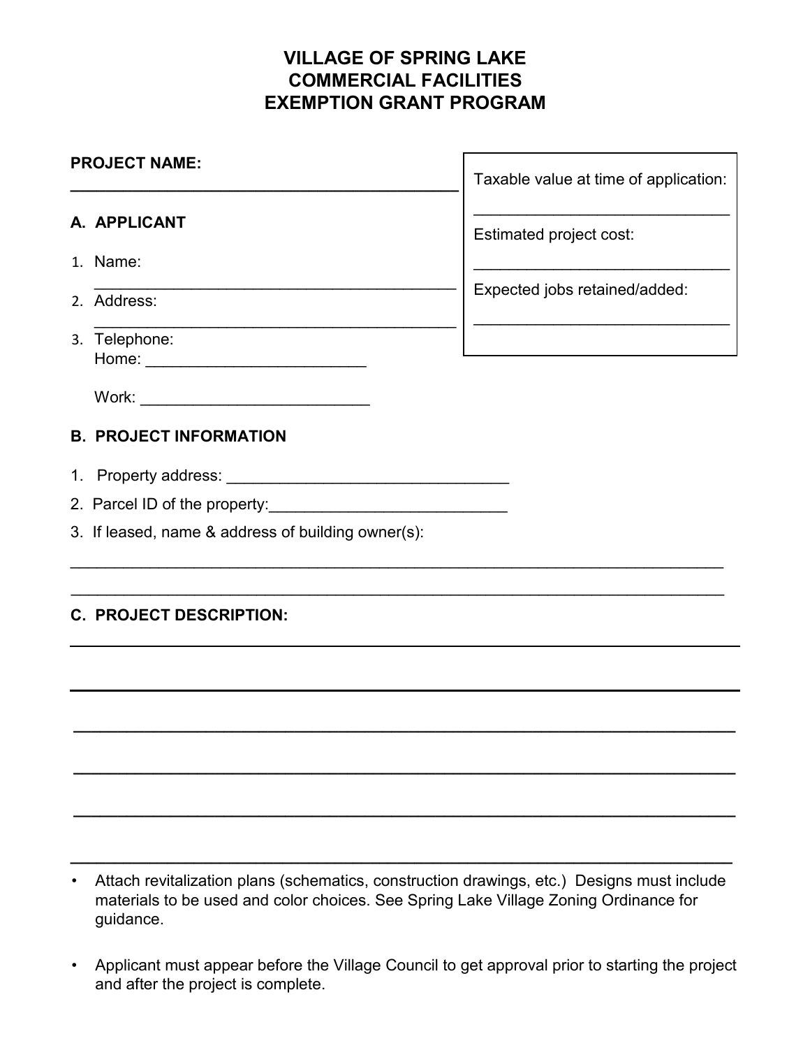# VILLAGE OF SPRING LAKE
# COMMERCIAL FACILITIES
# EXEMPTION GRANT PROGRAM

**PROJECT NAME:**
______________________________________________

Taxable value at time of application:
______________________________

Estimated project cost:
______________________________

Expected jobs retained/added:
______________________________

## A. APPLICANT

1. Name: ___________________________________________
2. Address: ___________________________________________
3. Telephone:
   Home: _________________________

   Work: __________________________

## B. PROJECT INFORMATION

1. Property address: _________________________________
2. Parcel ID of the property:____________________________
3. If leased, name & address of building owner(s):

_____________________________________________________________________________
_____________________________________________________________________________

## C. PROJECT DESCRIPTION:

_____________________________________________________________________________

_____________________________________________________________________________

_____________________________________________________________________________

_____________________________________________________________________________

_____________________________________________________________________________

_____________________________________________________________________________

- Attach revitalization plans (schematics, construction drawings, etc.) Designs must include materials to be used and color choices. See Spring Lake Village Zoning Ordinance for guidance.

- Applicant must appear before the Village Council to get approval prior to starting the project and after the project is complete.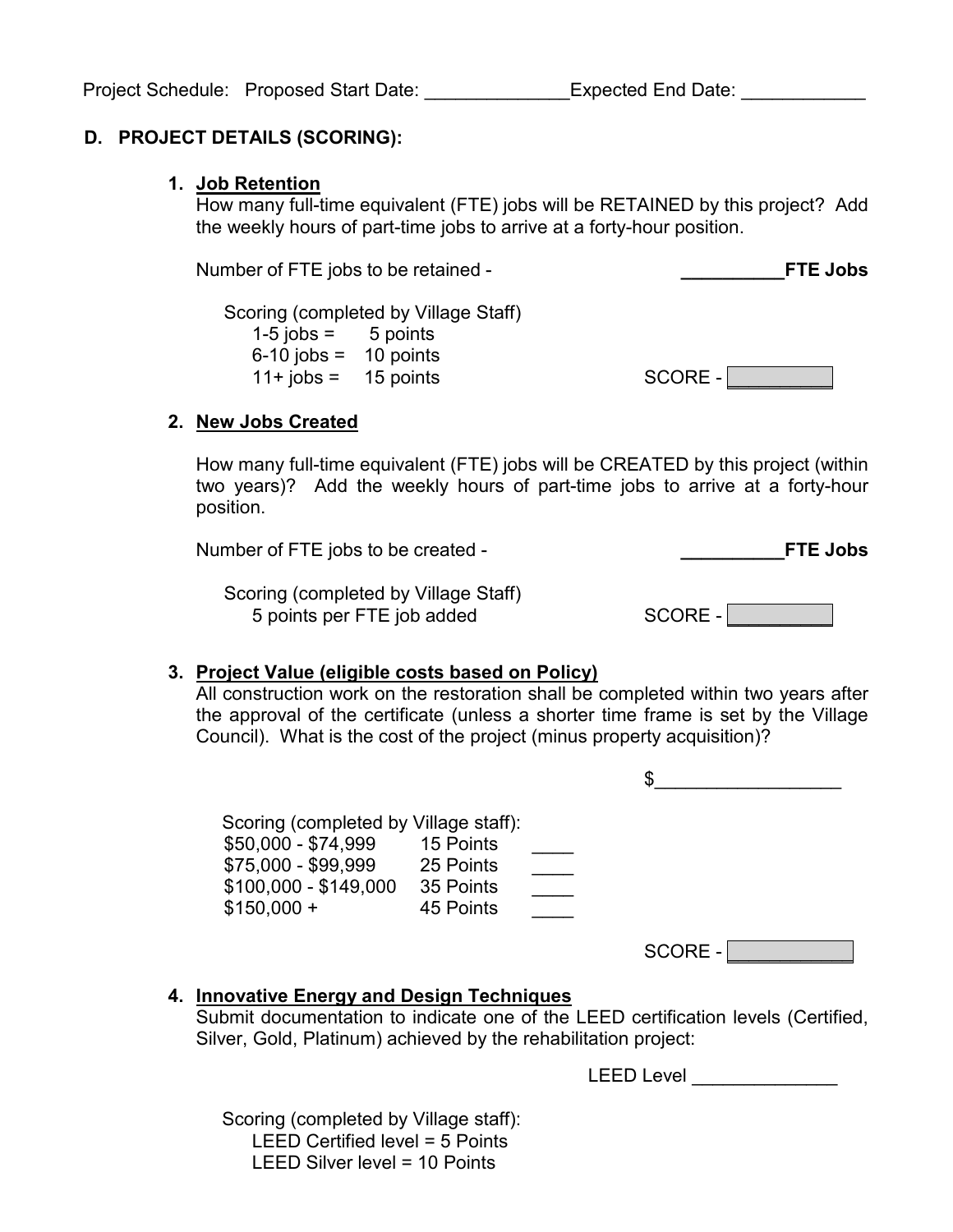Project Schedule: Proposed Start Date: ______________ Expected End Date: ____________

## D. PROJECT DETAILS (SCORING):

1. **Job Retention**
   How many full-time equivalent (FTE) jobs will be RETAINED by this project? Add the weekly hours of part-time jobs to arrive at a forty-hour position.

   Number of FTE jobs to be retained - __________**FTE Jobs**

   Scoring (completed by Village Staff)
   1-5 jobs = 5 points
   6-10 jobs = 10 points
   11+ jobs = 15 points

   SCORE - __________

2. **New Jobs Created**

   How many full-time equivalent (FTE) jobs will be CREATED by this project (within two years)? Add the weekly hours of part-time jobs to arrive at a forty-hour position.

   Number of FTE jobs to be created - __________**FTE Jobs**

   Scoring (completed by Village Staff)
   5 points per FTE job added

   SCORE - __________

3. **Project Value (eligible costs based on Policy)**
   All construction work on the restoration shall be completed within two years after the approval of the certificate (unless a shorter time frame is set by the Village Council). What is the cost of the project (minus property acquisition)?

   $__________________

   Scoring (completed by Village staff):

   | | | |
   |---|---|---|
   | $50,000 - $74,999 | 15 Points | ____ |
   | $75,000 - $99,999 | 25 Points | ____ |
   | $100,000 - $149,000 | 35 Points | ____ |
   | $150,000 + | 45 Points | ____ |

   SCORE - ____________

4. **Innovative Energy and Design Techniques**
   Submit documentation to indicate one of the LEED certification levels (Certified, Silver, Gold, Platinum) achieved by the rehabilitation project:

   LEED Level ______________

   Scoring (completed by Village staff):
   LEED Certified level = 5 Points
   LEED Silver level = 10 Points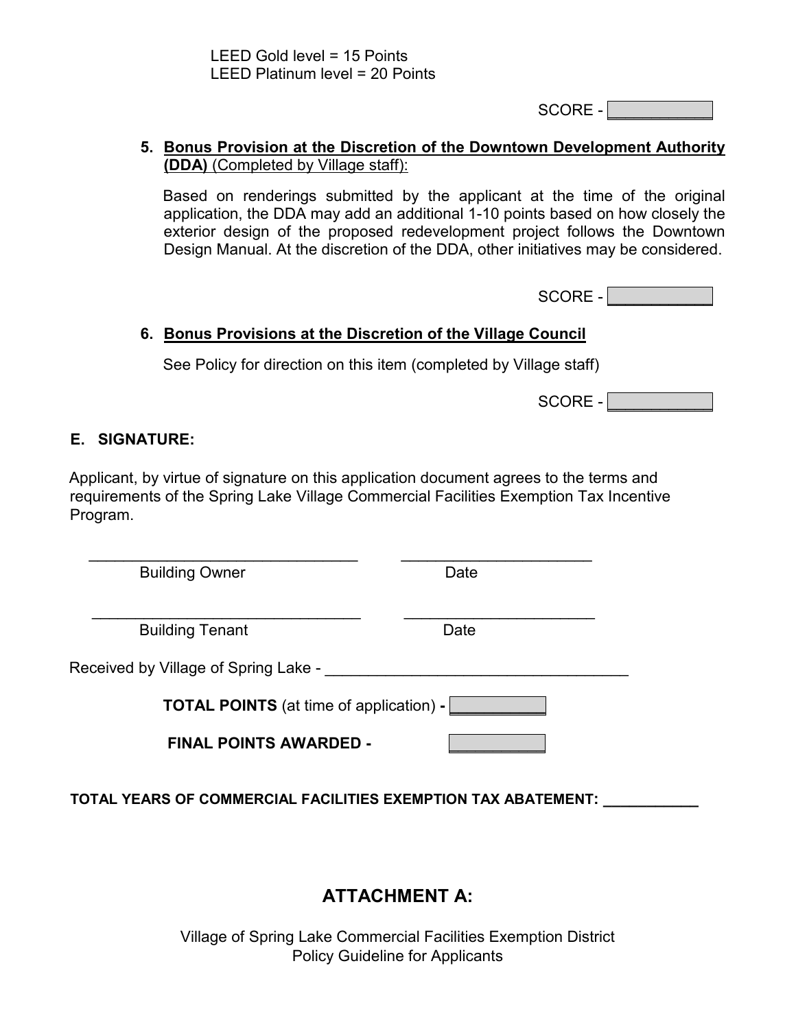LEED Gold level = 15 Points
LEED Platinum level = 20 Points

SCORE - ____________

5. **Bonus Provision at the Discretion of the Downtown Development Authority (DDA)** (Completed by Village staff):

   Based on renderings submitted by the applicant at the time of the original application, the DDA may add an additional 1-10 points based on how closely the exterior design of the proposed redevelopment project follows the Downtown Design Manual. At the discretion of the DDA, other initiatives may be considered.

   SCORE - ____________

6. **Bonus Provisions at the Discretion of the Village Council**

   See Policy for direction on this item (completed by Village staff)

   SCORE - ____________

## E. SIGNATURE:

Applicant, by virtue of signature on this application document agrees to the terms and requirements of the Spring Lake Village Commercial Facilities Exemption Tax Incentive Program.

________________________________ ______________________
Building Owner Date

________________________________ ______________________
Building Tenant Date

Received by Village of Spring Lake - ____________________________________

**TOTAL POINTS** (at time of application) **-** ____________

**FINAL POINTS AWARDED -** ____________

**TOTAL YEARS OF COMMERCIAL FACILITIES EXEMPTION TAX ABATEMENT:** ___________

# ATTACHMENT A:

Village of Spring Lake Commercial Facilities Exemption District
Policy Guideline for Applicants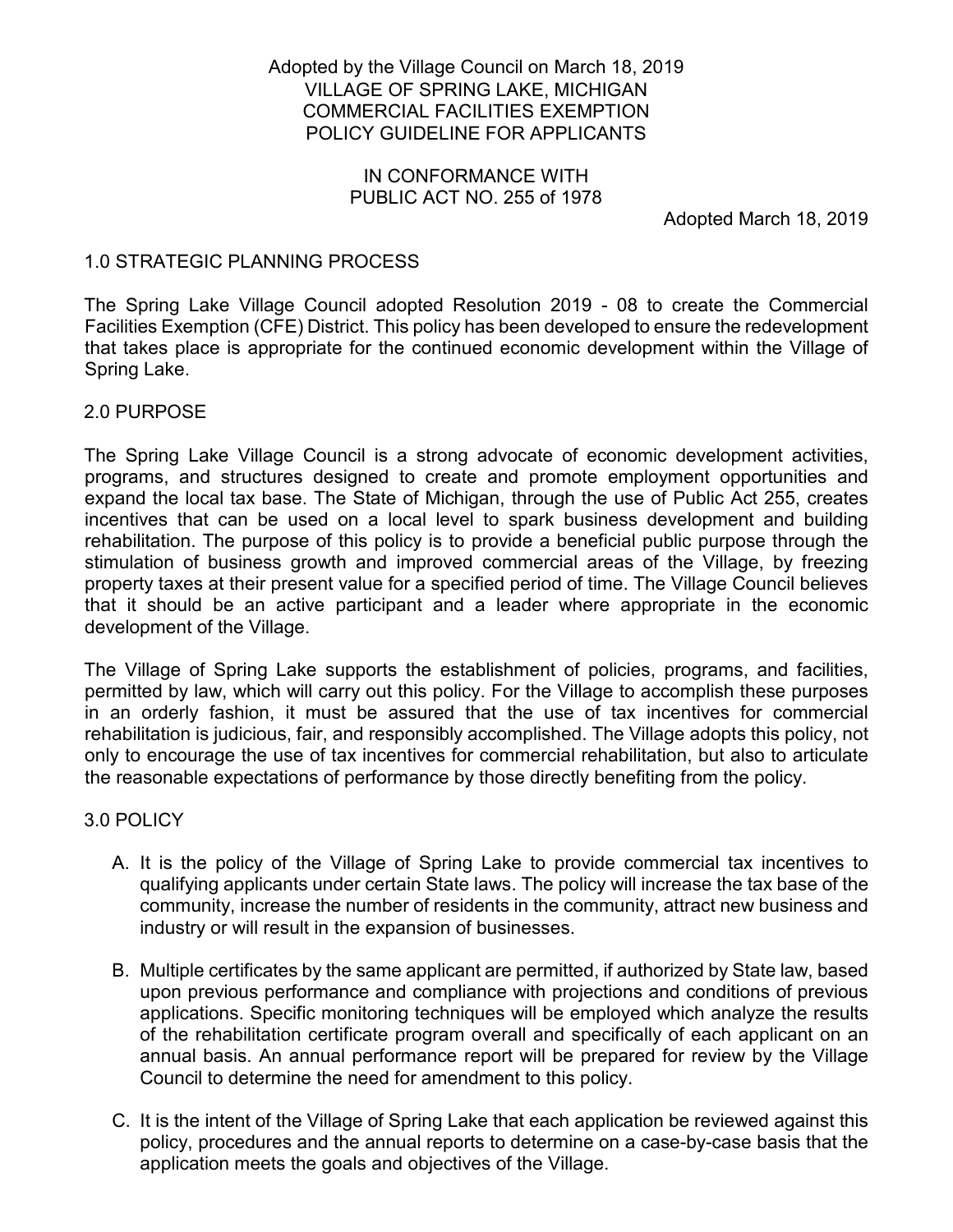Adopted by the Village Council on March 18, 2019
VILLAGE OF SPRING LAKE, MICHIGAN
COMMERCIAL FACILITIES EXEMPTION
POLICY GUIDELINE FOR APPLICANTS

IN CONFORMANCE WITH
PUBLIC ACT NO. 255 of 1978

Adopted March 18, 2019

## 1.0 STRATEGIC PLANNING PROCESS

The Spring Lake Village Council adopted Resolution 2019 - 08 to create the Commercial Facilities Exemption (CFE) District. This policy has been developed to ensure the redevelopment that takes place is appropriate for the continued economic development within the Village of Spring Lake.

## 2.0 PURPOSE

The Spring Lake Village Council is a strong advocate of economic development activities, programs, and structures designed to create and promote employment opportunities and expand the local tax base. The State of Michigan, through the use of Public Act 255, creates incentives that can be used on a local level to spark business development and building rehabilitation. The purpose of this policy is to provide a beneficial public purpose through the stimulation of business growth and improved commercial areas of the Village, by freezing property taxes at their present value for a specified period of time. The Village Council believes that it should be an active participant and a leader where appropriate in the economic development of the Village.

The Village of Spring Lake supports the establishment of policies, programs, and facilities, permitted by law, which will carry out this policy. For the Village to accomplish these purposes in an orderly fashion, it must be assured that the use of tax incentives for commercial rehabilitation is judicious, fair, and responsibly accomplished. The Village adopts this policy, not only to encourage the use of tax incentives for commercial rehabilitation, but also to articulate the reasonable expectations of performance by those directly benefiting from the policy.

## 3.0 POLICY

A. It is the policy of the Village of Spring Lake to provide commercial tax incentives to qualifying applicants under certain State laws. The policy will increase the tax base of the community, increase the number of residents in the community, attract new business and industry or will result in the expansion of businesses.

B. Multiple certificates by the same applicant are permitted, if authorized by State law, based upon previous performance and compliance with projections and conditions of previous applications. Specific monitoring techniques will be employed which analyze the results of the rehabilitation certificate program overall and specifically of each applicant on an annual basis. An annual performance report will be prepared for review by the Village Council to determine the need for amendment to this policy.

C. It is the intent of the Village of Spring Lake that each application be reviewed against this policy, procedures and the annual reports to determine on a case-by-case basis that the application meets the goals and objectives of the Village.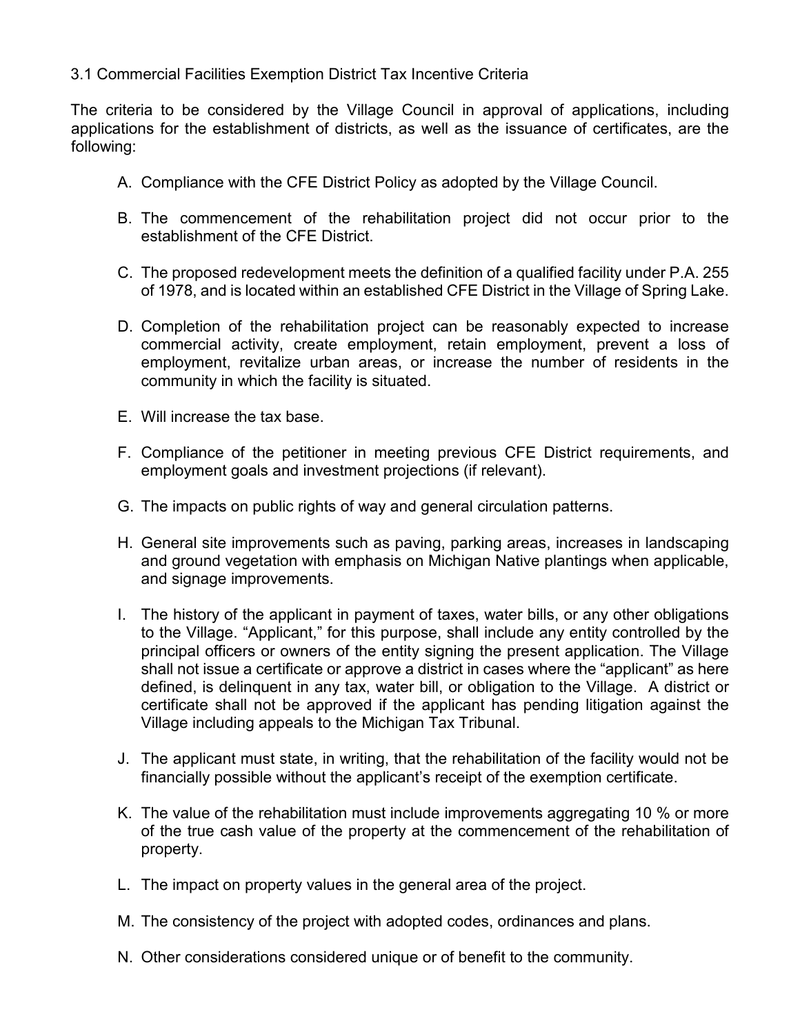### 3.1 Commercial Facilities Exemption District Tax Incentive Criteria

The criteria to be considered by the Village Council in approval of applications, including applications for the establishment of districts, as well as the issuance of certificates, are the following:

A. Compliance with the CFE District Policy as adopted by the Village Council.

B. The commencement of the rehabilitation project did not occur prior to the establishment of the CFE District.

C. The proposed redevelopment meets the definition of a qualified facility under P.A. 255 of 1978, and is located within an established CFE District in the Village of Spring Lake.

D. Completion of the rehabilitation project can be reasonably expected to increase commercial activity, create employment, retain employment, prevent a loss of employment, revitalize urban areas, or increase the number of residents in the community in which the facility is situated.

E. Will increase the tax base.

F. Compliance of the petitioner in meeting previous CFE District requirements, and employment goals and investment projections (if relevant).

G. The impacts on public rights of way and general circulation patterns.

H. General site improvements such as paving, parking areas, increases in landscaping and ground vegetation with emphasis on Michigan Native plantings when applicable, and signage improvements.

I. The history of the applicant in payment of taxes, water bills, or any other obligations to the Village. "Applicant," for this purpose, shall include any entity controlled by the principal officers or owners of the entity signing the present application. The Village shall not issue a certificate or approve a district in cases where the "applicant" as here defined, is delinquent in any tax, water bill, or obligation to the Village. A district or certificate shall not be approved if the applicant has pending litigation against the Village including appeals to the Michigan Tax Tribunal.

J. The applicant must state, in writing, that the rehabilitation of the facility would not be financially possible without the applicant's receipt of the exemption certificate.

K. The value of the rehabilitation must include improvements aggregating 10 % or more of the true cash value of the property at the commencement of the rehabilitation of property.

L. The impact on property values in the general area of the project.

M. The consistency of the project with adopted codes, ordinances and plans.

N. Other considerations considered unique or of benefit to the community.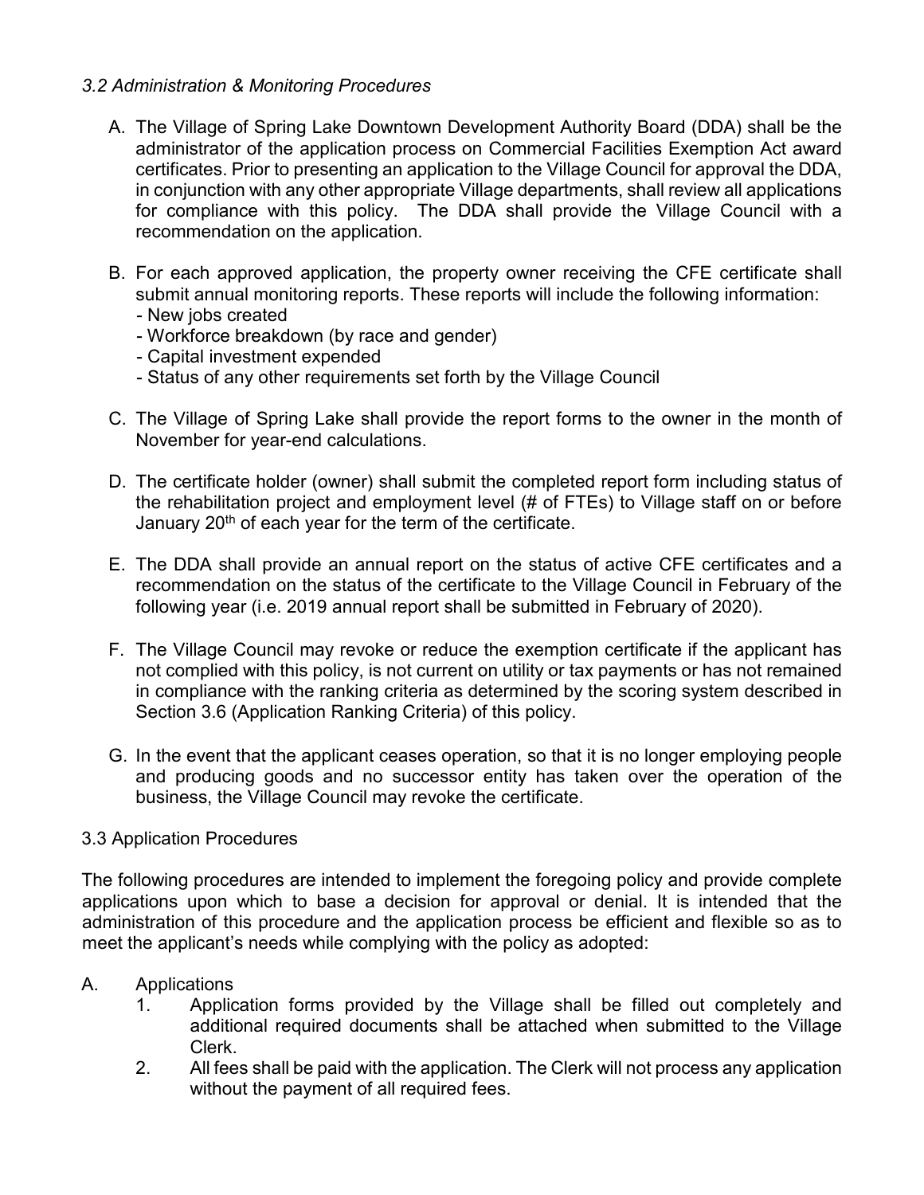### *3.2 Administration & Monitoring Procedures*

A. The Village of Spring Lake Downtown Development Authority Board (DDA) shall be the administrator of the application process on Commercial Facilities Exemption Act award certificates. Prior to presenting an application to the Village Council for approval the DDA, in conjunction with any other appropriate Village departments, shall review all applications for compliance with this policy. The DDA shall provide the Village Council with a recommendation on the application.

B. For each approved application, the property owner receiving the CFE certificate shall submit annual monitoring reports. These reports will include the following information:
   - New jobs created
   - Workforce breakdown (by race and gender)
   - Capital investment expended
   - Status of any other requirements set forth by the Village Council

C. The Village of Spring Lake shall provide the report forms to the owner in the month of November for year-end calculations.

D. The certificate holder (owner) shall submit the completed report form including status of the rehabilitation project and employment level (# of FTEs) to Village staff on or before January 20th of each year for the term of the certificate.

E. The DDA shall provide an annual report on the status of active CFE certificates and a recommendation on the status of the certificate to the Village Council in February of the following year (i.e. 2019 annual report shall be submitted in February of 2020).

F. The Village Council may revoke or reduce the exemption certificate if the applicant has not complied with this policy, is not current on utility or tax payments or has not remained in compliance with the ranking criteria as determined by the scoring system described in Section 3.6 (Application Ranking Criteria) of this policy.

G. In the event that the applicant ceases operation, so that it is no longer employing people and producing goods and no successor entity has taken over the operation of the business, the Village Council may revoke the certificate.

### 3.3 Application Procedures

The following procedures are intended to implement the foregoing policy and provide complete applications upon which to base a decision for approval or denial. It is intended that the administration of this procedure and the application process be efficient and flexible so as to meet the applicant's needs while complying with the policy as adopted:

A. Applications
   1. Application forms provided by the Village shall be filled out completely and additional required documents shall be attached when submitted to the Village Clerk.
   2. All fees shall be paid with the application. The Clerk will not process any application without the payment of all required fees.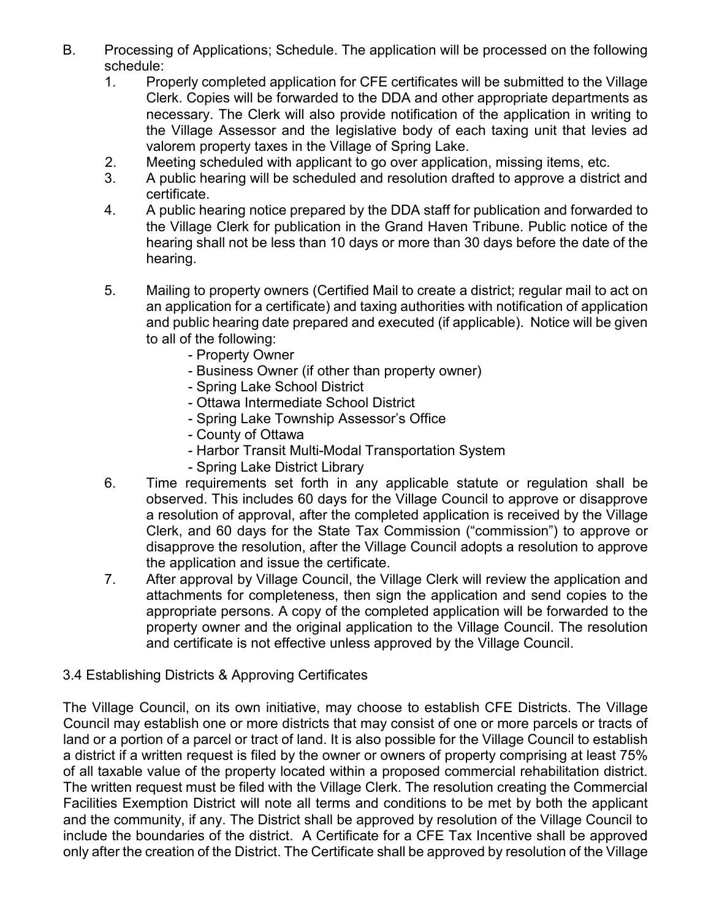B. Processing of Applications; Schedule. The application will be processed on the following schedule:

1. Properly completed application for CFE certificates will be submitted to the Village Clerk. Copies will be forwarded to the DDA and other appropriate departments as necessary. The Clerk will also provide notification of the application in writing to the Village Assessor and the legislative body of each taxing unit that levies ad valorem property taxes in the Village of Spring Lake.
2. Meeting scheduled with applicant to go over application, missing items, etc.
3. A public hearing will be scheduled and resolution drafted to approve a district and certificate.
4. A public hearing notice prepared by the DDA staff for publication and forwarded to the Village Clerk for publication in the Grand Haven Tribune. Public notice of the hearing shall not be less than 10 days or more than 30 days before the date of the hearing.
5. Mailing to property owners (Certified Mail to create a district; regular mail to act on an application for a certificate) and taxing authorities with notification of application and public hearing date prepared and executed (if applicable). Notice will be given to all of the following:
   - Property Owner
   - Business Owner (if other than property owner)
   - Spring Lake School District
   - Ottawa Intermediate School District
   - Spring Lake Township Assessor's Office
   - County of Ottawa
   - Harbor Transit Multi-Modal Transportation System
   - Spring Lake District Library
6. Time requirements set forth in any applicable statute or regulation shall be observed. This includes 60 days for the Village Council to approve or disapprove a resolution of approval, after the completed application is received by the Village Clerk, and 60 days for the State Tax Commission ("commission") to approve or disapprove the resolution, after the Village Council adopts a resolution to approve the application and issue the certificate.
7. After approval by Village Council, the Village Clerk will review the application and attachments for completeness, then sign the application and send copies to the appropriate persons. A copy of the completed application will be forwarded to the property owner and the original application to the Village Council. The resolution and certificate is not effective unless approved by the Village Council.

## 3.4 Establishing Districts & Approving Certificates

The Village Council, on its own initiative, may choose to establish CFE Districts. The Village Council may establish one or more districts that may consist of one or more parcels or tracts of land or a portion of a parcel or tract of land. It is also possible for the Village Council to establish a district if a written request is filed by the owner or owners of property comprising at least 75% of all taxable value of the property located within a proposed commercial rehabilitation district. The written request must be filed with the Village Clerk. The resolution creating the Commercial Facilities Exemption District will note all terms and conditions to be met by both the applicant and the community, if any. The District shall be approved by resolution of the Village Council to include the boundaries of the district. A Certificate for a CFE Tax Incentive shall be approved only after the creation of the District. The Certificate shall be approved by resolution of the Village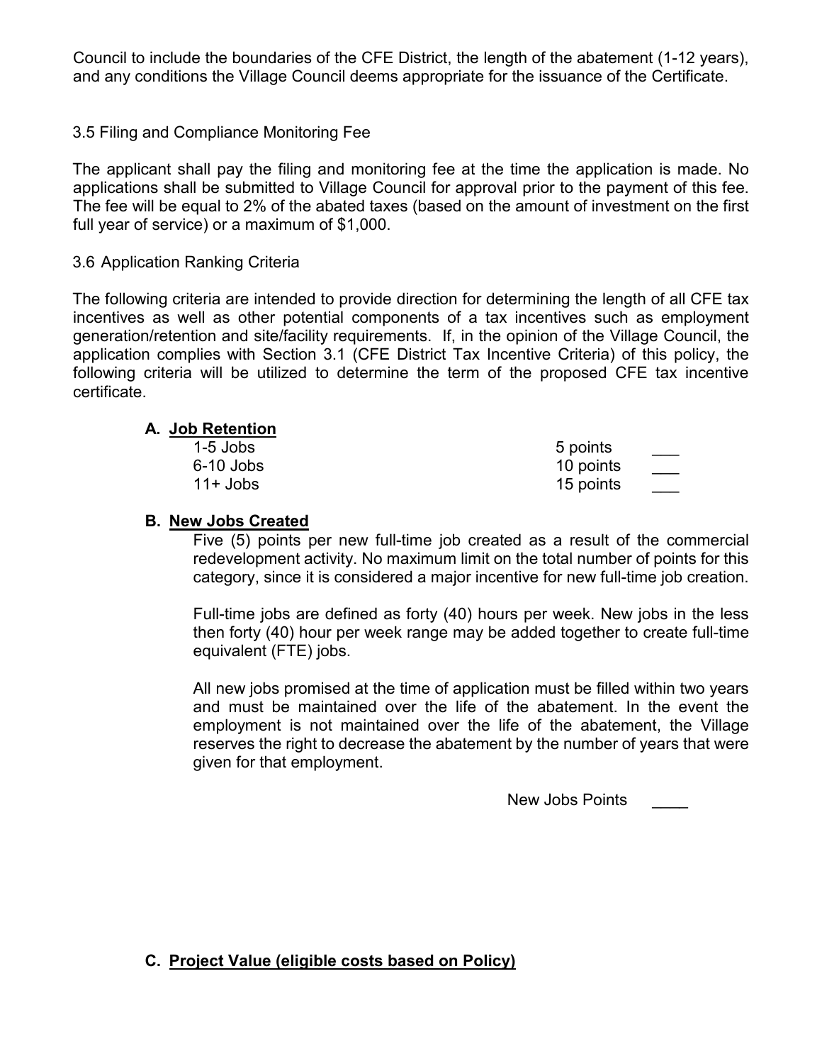Council to include the boundaries of the CFE District, the length of the abatement (1-12 years), and any conditions the Village Council deems appropriate for the issuance of the Certificate.

3.5 Filing and Compliance Monitoring Fee

The applicant shall pay the filing and monitoring fee at the time the application is made. No applications shall be submitted to Village Council for approval prior to the payment of this fee. The fee will be equal to 2% of the abated taxes (based on the amount of investment on the first full year of service) or a maximum of $1,000.

3.6 Application Ranking Criteria

The following criteria are intended to provide direction for determining the length of all CFE tax incentives as well as other potential components of a tax incentives such as employment generation/retention and site/facility requirements. If, in the opinion of the Village Council, the application complies with Section 3.1 (CFE District Tax Incentive Criteria) of this policy, the following criteria will be utilized to determine the term of the proposed CFE tax incentive certificate.

**A. Job Retention**

| | | |
|---|---|---|
| 1-5 Jobs | 5 points | ___ |
| 6-10 Jobs | 10 points | ___ |
| 11+ Jobs | 15 points | ___ |

**B. New Jobs Created**

Five (5) points per new full-time job created as a result of the commercial redevelopment activity. No maximum limit on the total number of points for this category, since it is considered a major incentive for new full-time job creation.

Full-time jobs are defined as forty (40) hours per week. New jobs in the less then forty (40) hour per week range may be added together to create full-time equivalent (FTE) jobs.

All new jobs promised at the time of application must be filled within two years and must be maintained over the life of the abatement. In the event the employment is not maintained over the life of the abatement, the Village reserves the right to decrease the abatement by the number of years that were given for that employment.

New Jobs Points ____

**C. Project Value (eligible costs based on Policy)**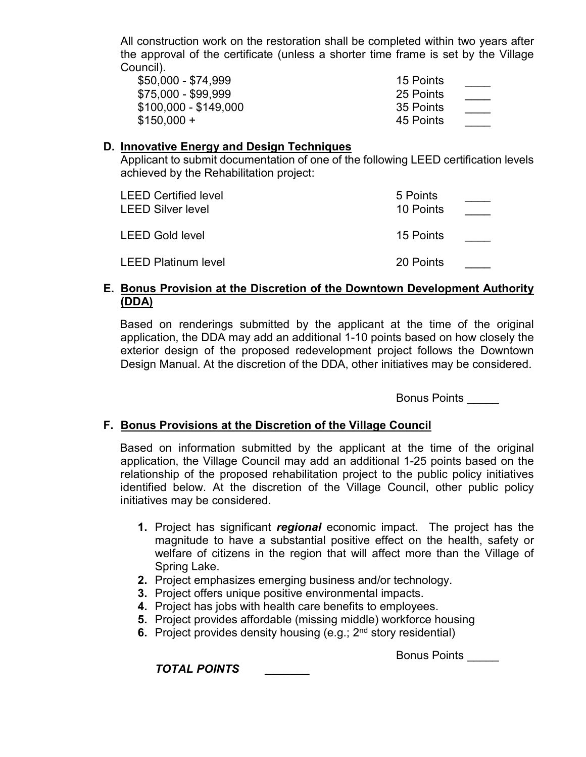All construction work on the restoration shall be completed within two years after the approval of the certificate (unless a shorter time frame is set by the Village Council).

| | | |
|---|---|---|
| $50,000 - $74,999 | 15 Points | ____ |
| $75,000 - $99,999 | 25 Points | ____ |
| $100,000 - $149,000 | 35 Points | ____ |
| $150,000 + | 45 Points | ____ |

### D. Innovative Energy and Design Techniques

Applicant to submit documentation of one of the following LEED certification levels achieved by the Rehabilitation project:

| | | |
|---|---|---|
| LEED Certified level | 5 Points | ____ |
| LEED Silver level | 10 Points | ____ |
| LEED Gold level | 15 Points | ____ |
| LEED Platinum level | 20 Points | ____ |

### E. Bonus Provision at the Discretion of the Downtown Development Authority (DDA)

Based on renderings submitted by the applicant at the time of the original application, the DDA may add an additional 1-10 points based on how closely the exterior design of the proposed redevelopment project follows the Downtown Design Manual. At the discretion of the DDA, other initiatives may be considered.

Bonus Points _____

### F. Bonus Provisions at the Discretion of the Village Council

Based on information submitted by the applicant at the time of the original application, the Village Council may add an additional 1-25 points based on the relationship of the proposed rehabilitation project to the public policy initiatives identified below. At the discretion of the Village Council, other public policy initiatives may be considered.

1. Project has significant ***regional*** economic impact. The project has the magnitude to have a substantial positive effect on the health, safety or welfare of citizens in the region that will affect more than the Village of Spring Lake.
2. Project emphasizes emerging business and/or technology.
3. Project offers unique positive environmental impacts.
4. Project has jobs with health care benefits to employees.
5. Project provides affordable (missing middle) workforce housing
6. Project provides density housing (e.g.; 2nd story residential)

Bonus Points _____

***TOTAL POINTS*** _______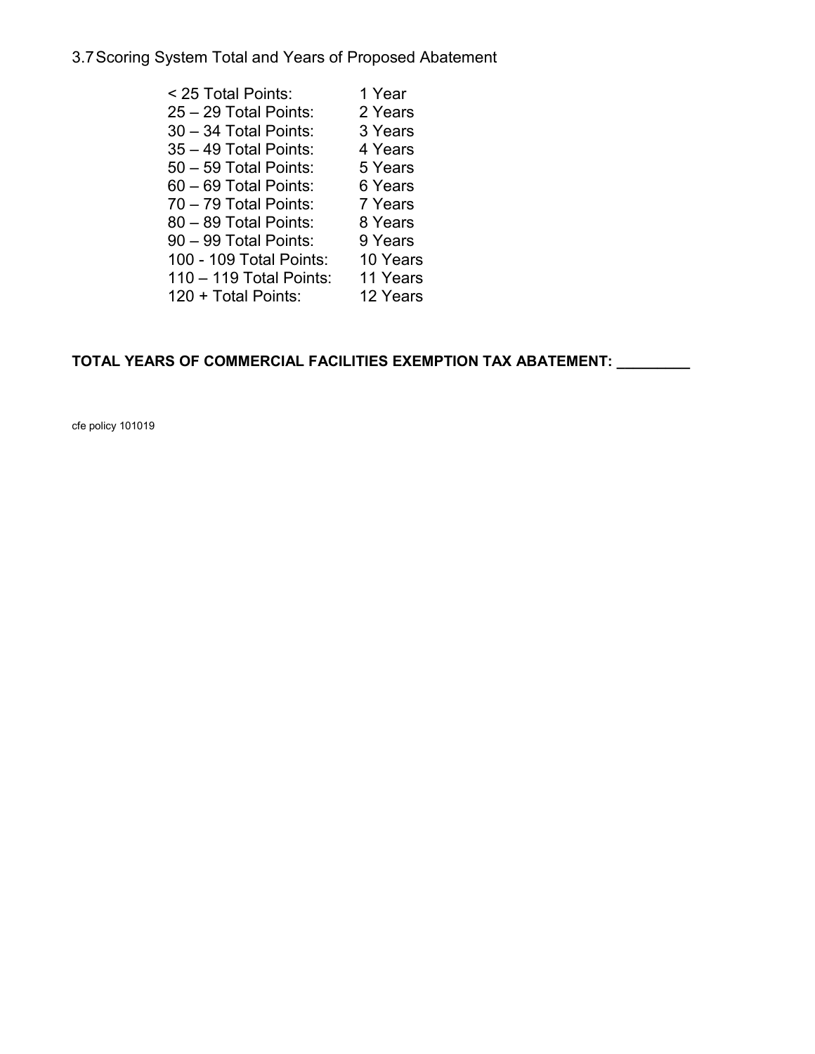3.7 Scoring System Total and Years of Proposed Abatement

| | |
|---|---|
| < 25 Total Points: | 1 Year |
| 25 – 29 Total Points: | 2 Years |
| 30 – 34 Total Points: | 3 Years |
| 35 – 49 Total Points: | 4 Years |
| 50 – 59 Total Points: | 5 Years |
| 60 – 69 Total Points: | 6 Years |
| 70 – 79 Total Points: | 7 Years |
| 80 – 89 Total Points: | 8 Years |
| 90 – 99 Total Points: | 9 Years |
| 100 - 109 Total Points: | 10 Years |
| 110 – 119 Total Points: | 11 Years |
| 120 + Total Points: | 12 Years |

**TOTAL YEARS OF COMMERCIAL FACILITIES EXEMPTION TAX ABATEMENT: _________**

cfe policy 101019